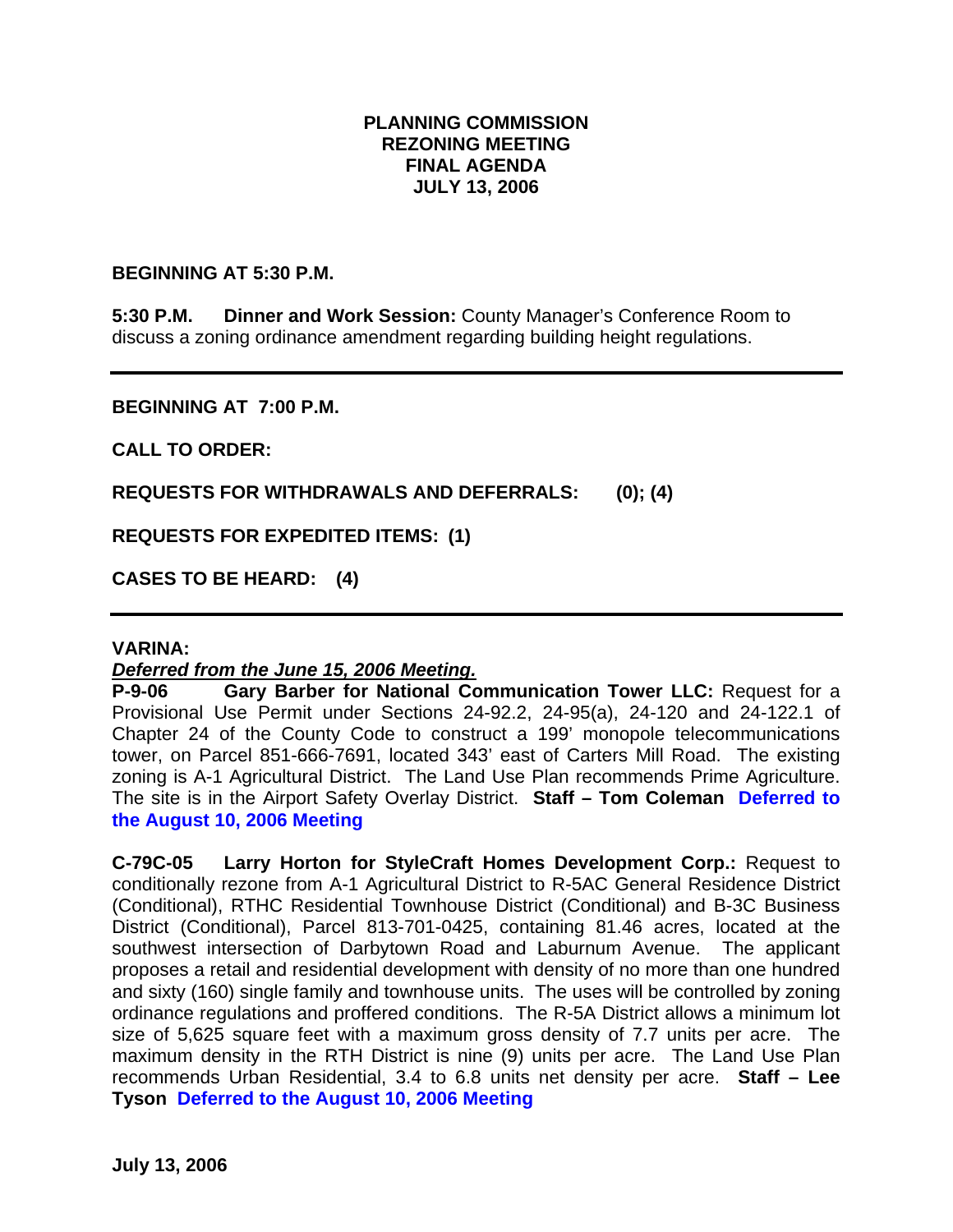**PLANNING COMMISSION**
**REZONING MEETING**
**FINAL AGENDA**
**JULY 13, 2006**

**BEGINNING AT 5:30 P.M.**

**5:30 P.M. Dinner and Work Session:** County Manager's Conference Room to discuss a zoning ordinance amendment regarding building height regulations.

---

**BEGINNING AT 7:00 P.M.**

**CALL TO ORDER:**

**REQUESTS FOR WITHDRAWALS AND DEFERRALS: (0); (4)**

**REQUESTS FOR EXPEDITED ITEMS: (1)**

**CASES TO BE HEARD: (4)**

---

**VARINA:**

***Deferred from the June 15, 2006 Meeting.***

**P-9-06 Gary Barber for National Communication Tower LLC:** Request for a Provisional Use Permit under Sections 24-92.2, 24-95(a), 24-120 and 24-122.1 of Chapter 24 of the County Code to construct a 199' monopole telecommunications tower, on Parcel 851-666-7691, located 343' east of Carters Mill Road. The existing zoning is A-1 Agricultural District. The Land Use Plan recommends Prime Agriculture. The site is in the Airport Safety Overlay District. **Staff – Tom Coleman Deferred to the August 10, 2006 Meeting**

**C-79C-05 Larry Horton for StyleCraft Homes Development Corp.:** Request to conditionally rezone from A-1 Agricultural District to R-5AC General Residence District (Conditional), RTHC Residential Townhouse District (Conditional) and B-3C Business District (Conditional), Parcel 813-701-0425, containing 81.46 acres, located at the southwest intersection of Darbytown Road and Laburnum Avenue. The applicant proposes a retail and residential development with density of no more than one hundred and sixty (160) single family and townhouse units. The uses will be controlled by zoning ordinance regulations and proffered conditions. The R-5A District allows a minimum lot size of 5,625 square feet with a maximum gross density of 7.7 units per acre. The maximum density in the RTH District is nine (9) units per acre. The Land Use Plan recommends Urban Residential, 3.4 to 6.8 units net density per acre. **Staff – Lee Tyson Deferred to the August 10, 2006 Meeting**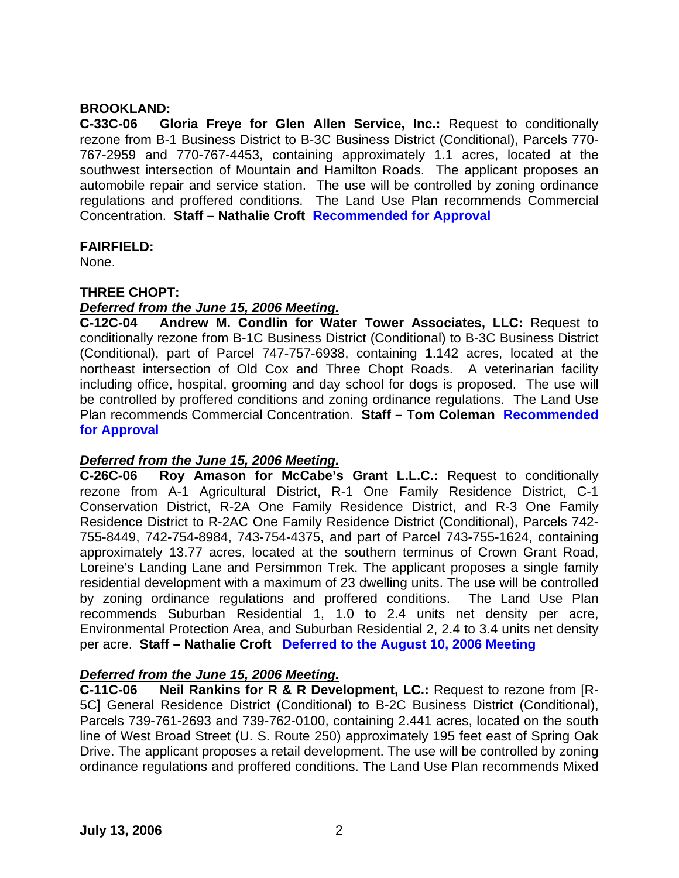**BROOKLAND:**

**C-33C-06 Gloria Freye for Glen Allen Service, Inc.:** Request to conditionally rezone from B-1 Business District to B-3C Business District (Conditional), Parcels 770-767-2959 and 770-767-4453, containing approximately 1.1 acres, located at the southwest intersection of Mountain and Hamilton Roads. The applicant proposes an automobile repair and service station. The use will be controlled by zoning ordinance regulations and proffered conditions. The Land Use Plan recommends Commercial Concentration. **Staff – Nathalie Croft** **Recommended for Approval**

**FAIRFIELD:**

None.

**THREE CHOPT:**

***Deferred from the June 15, 2006 Meeting.***

**C-12C-04 Andrew M. Condlin for Water Tower Associates, LLC:** Request to conditionally rezone from B-1C Business District (Conditional) to B-3C Business District (Conditional), part of Parcel 747-757-6938, containing 1.142 acres, located at the northeast intersection of Old Cox and Three Chopt Roads. A veterinarian facility including office, hospital, grooming and day school for dogs is proposed. The use will be controlled by proffered conditions and zoning ordinance regulations. The Land Use Plan recommends Commercial Concentration. **Staff – Tom Coleman** **Recommended for Approval**

***Deferred from the June 15, 2006 Meeting.***

**C-26C-06 Roy Amason for McCabe's Grant L.L.C.:** Request to conditionally rezone from A-1 Agricultural District, R-1 One Family Residence District, C-1 Conservation District, R-2A One Family Residence District, and R-3 One Family Residence District to R-2AC One Family Residence District (Conditional), Parcels 742-755-8449, 742-754-8984, 743-754-4375, and part of Parcel 743-755-1624, containing approximately 13.77 acres, located at the southern terminus of Crown Grant Road, Loreine's Landing Lane and Persimmon Trek. The applicant proposes a single family residential development with a maximum of 23 dwelling units. The use will be controlled by zoning ordinance regulations and proffered conditions. The Land Use Plan recommends Suburban Residential 1, 1.0 to 2.4 units net density per acre, Environmental Protection Area, and Suburban Residential 2, 2.4 to 3.4 units net density per acre. **Staff – Nathalie Croft** **Deferred to the August 10, 2006 Meeting**

***Deferred from the June 15, 2006 Meeting.***

**C-11C-06 Neil Rankins for R & R Development, LC.:** Request to rezone from [R-5C] General Residence District (Conditional) to B-2C Business District (Conditional), Parcels 739-761-2693 and 739-762-0100, containing 2.441 acres, located on the south line of West Broad Street (U. S. Route 250) approximately 195 feet east of Spring Oak Drive. The applicant proposes a retail development. The use will be controlled by zoning ordinance regulations and proffered conditions. The Land Use Plan recommends Mixed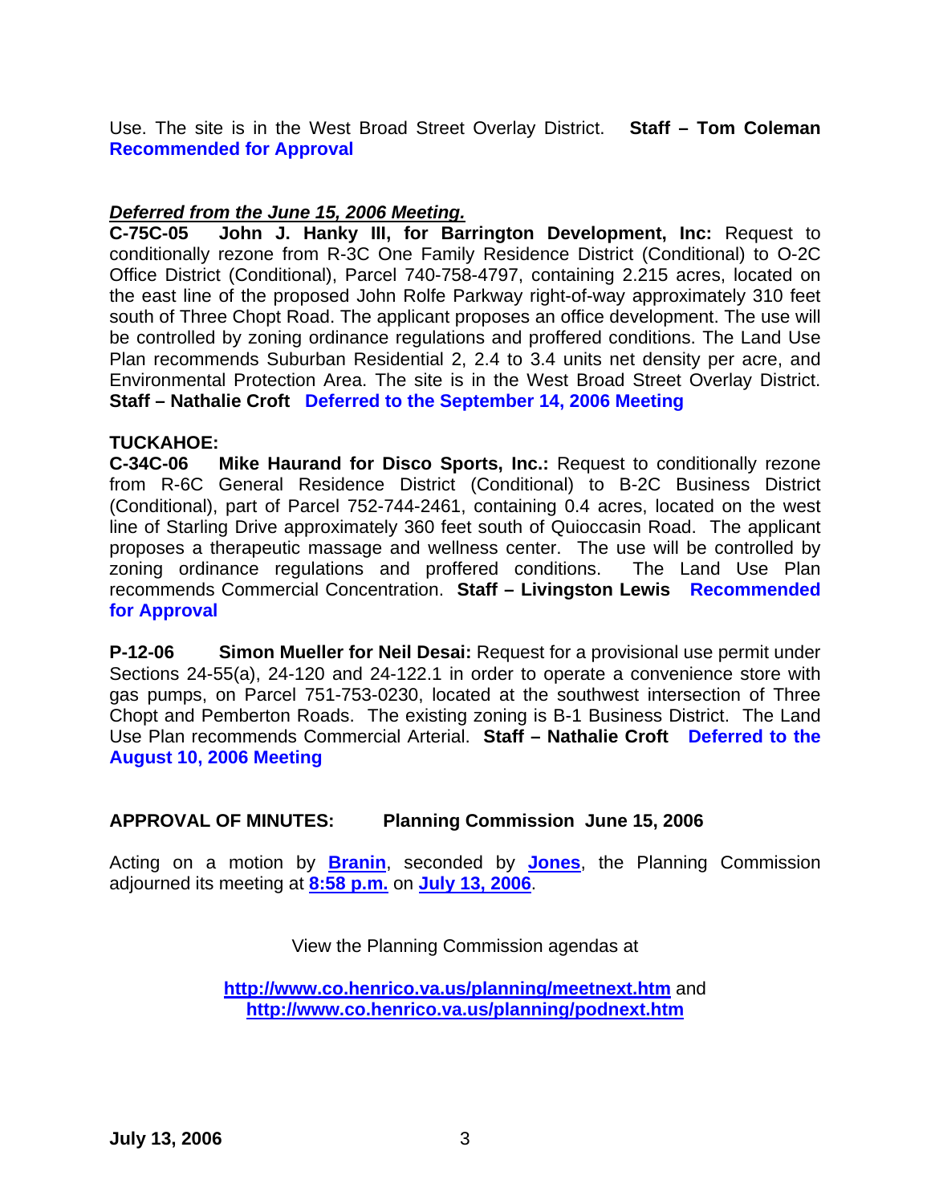Use. The site is in the West Broad Street Overlay District. **Staff – Tom Coleman** **Recommended for Approval**

***Deferred from the June 15, 2006 Meeting.***

**C-75C-05 John J. Hanky III, for Barrington Development, Inc:** Request to conditionally rezone from R-3C One Family Residence District (Conditional) to O-2C Office District (Conditional), Parcel 740-758-4797, containing 2.215 acres, located on the east line of the proposed John Rolfe Parkway right-of-way approximately 310 feet south of Three Chopt Road. The applicant proposes an office development. The use will be controlled by zoning ordinance regulations and proffered conditions. The Land Use Plan recommends Suburban Residential 2, 2.4 to 3.4 units net density per acre, and Environmental Protection Area. The site is in the West Broad Street Overlay District. **Staff – Nathalie Croft** **Deferred to the September 14, 2006 Meeting**

**TUCKAHOE:**

**C-34C-06 Mike Haurand for Disco Sports, Inc.:** Request to conditionally rezone from R-6C General Residence District (Conditional) to B-2C Business District (Conditional), part of Parcel 752-744-2461, containing 0.4 acres, located on the west line of Starling Drive approximately 360 feet south of Quioccasin Road. The applicant proposes a therapeutic massage and wellness center. The use will be controlled by zoning ordinance regulations and proffered conditions. The Land Use Plan recommends Commercial Concentration. **Staff – Livingston Lewis** **Recommended for Approval**

**P-12-06 Simon Mueller for Neil Desai:** Request for a provisional use permit under Sections 24-55(a), 24-120 and 24-122.1 in order to operate a convenience store with gas pumps, on Parcel 751-753-0230, located at the southwest intersection of Three Chopt and Pemberton Roads. The existing zoning is B-1 Business District. The Land Use Plan recommends Commercial Arterial. **Staff – Nathalie Croft** **Deferred to the August 10, 2006 Meeting**

**APPROVAL OF MINUTES: Planning Commission June 15, 2006**

Acting on a motion by **Branin**, seconded by **Jones**, the Planning Commission adjourned its meeting at **8:58 p.m.** on **July 13, 2006**.

View the Planning Commission agendas at

**http://www.co.henrico.va.us/planning/meetnext.htm** and **http://www.co.henrico.va.us/planning/podnext.htm**